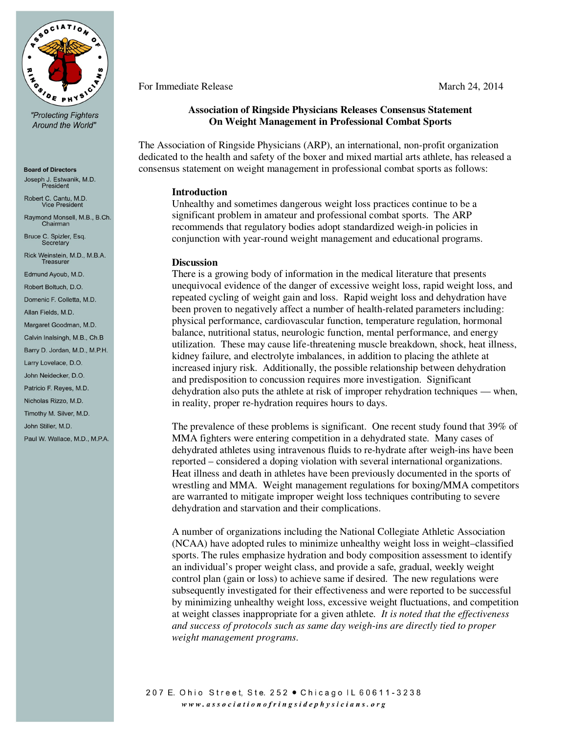"Protecting Fighters Around the World"

**Board of Directors**

Joseph J. Estwanik, M.D.
President

Robert C. Cantu, M.D.
Vice President

Raymond Monsell, M.B., B.Ch.
Chairman

Bruce C. Spizler, Esq.
Secretary

Rick Weinstein, M.D., M.B.A.
Treasurer

Edmund Ayoub, M.D.

Robert Boltuch, D.O.

Domenic F. Colletta, M.D.

Allan Fields, M.D.

Margaret Goodman, M.D.

Calvin Inalsingh, M.B., Ch.B

Barry D. Jordan, M.D., M.P.H.

Larry Lovelace, D.O.

John Neidecker, D.O.

Patricio F. Reyes, M.D.

Nicholas Rizzo, M.D.

Timothy M. Silver, M.D.

John Stiller, M.D.

Paul W. Wallace, M.D., M.P.A.

For Immediate Release — March 24, 2014

**Association of Ringside Physicians Releases Consensus Statement On Weight Management in Professional Combat Sports**

The Association of Ringside Physicians (ARP), an international, non-profit organization dedicated to the health and safety of the boxer and mixed martial arts athlete, has released a consensus statement on weight management in professional combat sports as follows:

## Introduction

Unhealthy and sometimes dangerous weight loss practices continue to be a significant problem in amateur and professional combat sports. The ARP recommends that regulatory bodies adopt standardized weigh-in policies in conjunction with year-round weight management and educational programs.

## Discussion

There is a growing body of information in the medical literature that presents unequivocal evidence of the danger of excessive weight loss, rapid weight loss, and repeated cycling of weight gain and loss. Rapid weight loss and dehydration have been proven to negatively affect a number of health-related parameters including: physical performance, cardiovascular function, temperature regulation, hormonal balance, nutritional status, neurologic function, mental performance, and energy utilization. These may cause life-threatening muscle breakdown, shock, heat illness, kidney failure, and electrolyte imbalances, in addition to placing the athlete at increased injury risk. Additionally, the possible relationship between dehydration and predisposition to concussion requires more investigation. Significant dehydration also puts the athlete at risk of improper rehydration techniques — when, in reality, proper re-hydration requires hours to days.

The prevalence of these problems is significant. One recent study found that 39% of MMA fighters were entering competition in a dehydrated state. Many cases of dehydrated athletes using intravenous fluids to re-hydrate after weigh-ins have been reported – considered a doping violation with several international organizations. Heat illness and death in athletes have been previously documented in the sports of wrestling and MMA. Weight management regulations for boxing/MMA competitors are warranted to mitigate improper weight loss techniques contributing to severe dehydration and starvation and their complications.

A number of organizations including the National Collegiate Athletic Association (NCAA) have adopted rules to minimize unhealthy weight loss in weight–classified sports. The rules emphasize hydration and body composition assessment to identify an individual's proper weight class, and provide a safe, gradual, weekly weight control plan (gain or loss) to achieve same if desired. The new regulations were subsequently investigated for their effectiveness and were reported to be successful by minimizing unhealthy weight loss, excessive weight fluctuations, and competition at weight classes inappropriate for a given athlete. *It is noted that the effectiveness and success of protocols such as same day weigh-ins are directly tied to proper weight management programs.*

207 E. Ohio Street, Ste. 252 • Chicago IL 60611-3238
www.associationofringsidephysicians.org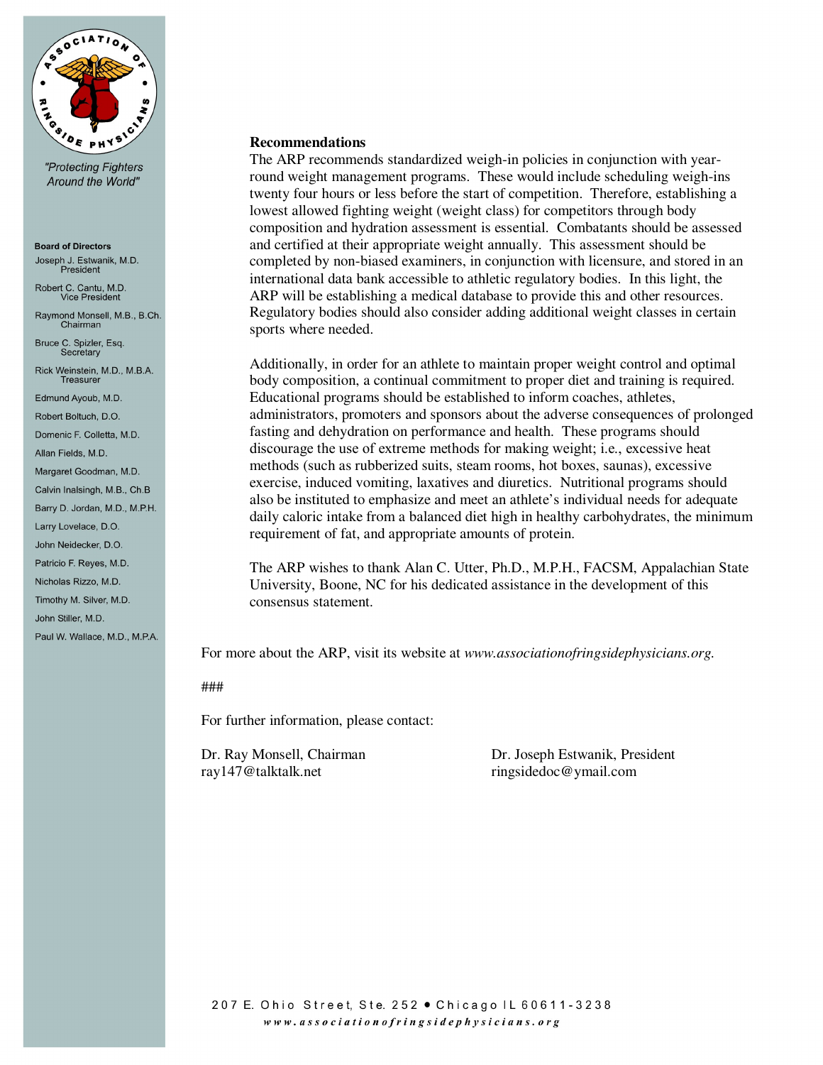"Protecting Fighters Around the World"

**Board of Directors**

Joseph J. Estwanik, M.D.
President

Robert C. Cantu, M.D.
Vice President

Raymond Monsell, M.B., B.Ch.
Chairman

Bruce C. Spizler, Esq.
Secretary

Rick Weinstein, M.D., M.B.A.
Treasurer

Edmund Ayoub, M.D.

Robert Boltuch, D.O.

Domenic F. Colletta, M.D.

Allan Fields, M.D.

Margaret Goodman, M.D.

Calvin Inalsingh, M.B., Ch.B

Barry D. Jordan, M.D., M.P.H.

Larry Lovelace, D.O.

John Neidecker, D.O.

Patricio F. Reyes, M.D.

Nicholas Rizzo, M.D.

Timothy M. Silver, M.D.

John Stiller, M.D.

Paul W. Wallace, M.D., M.P.A.

**Recommendations**

The ARP recommends standardized weigh-in policies in conjunction with year-round weight management programs. These would include scheduling weigh-ins twenty four hours or less before the start of competition. Therefore, establishing a lowest allowed fighting weight (weight class) for competitors through body composition and hydration assessment is essential. Combatants should be assessed and certified at their appropriate weight annually. This assessment should be completed by non-biased examiners, in conjunction with licensure, and stored in an international data bank accessible to athletic regulatory bodies. In this light, the ARP will be establishing a medical database to provide this and other resources. Regulatory bodies should also consider adding additional weight classes in certain sports where needed.

Additionally, in order for an athlete to maintain proper weight control and optimal body composition, a continual commitment to proper diet and training is required. Educational programs should be established to inform coaches, athletes, administrators, promoters and sponsors about the adverse consequences of prolonged fasting and dehydration on performance and health. These programs should discourage the use of extreme methods for making weight; i.e., excessive heat methods (such as rubberized suits, steam rooms, hot boxes, saunas), excessive exercise, induced vomiting, laxatives and diuretics. Nutritional programs should also be instituted to emphasize and meet an athlete's individual needs for adequate daily caloric intake from a balanced diet high in healthy carbohydrates, the minimum requirement of fat, and appropriate amounts of protein.

The ARP wishes to thank Alan C. Utter, Ph.D., M.P.H., FACSM, Appalachian State University, Boone, NC for his dedicated assistance in the development of this consensus statement.

For more about the ARP, visit its website at *www.associationofringsidephysicians.org.*

###

For further information, please contact:

Dr. Ray Monsell, Chairman
ray147@talktalk.net

Dr. Joseph Estwanik, President
ringsidedoc@ymail.com

207 E. Ohio Street, Ste. 252 • Chicago IL 60611-3238
*www.associationofringsidephysicians.org*